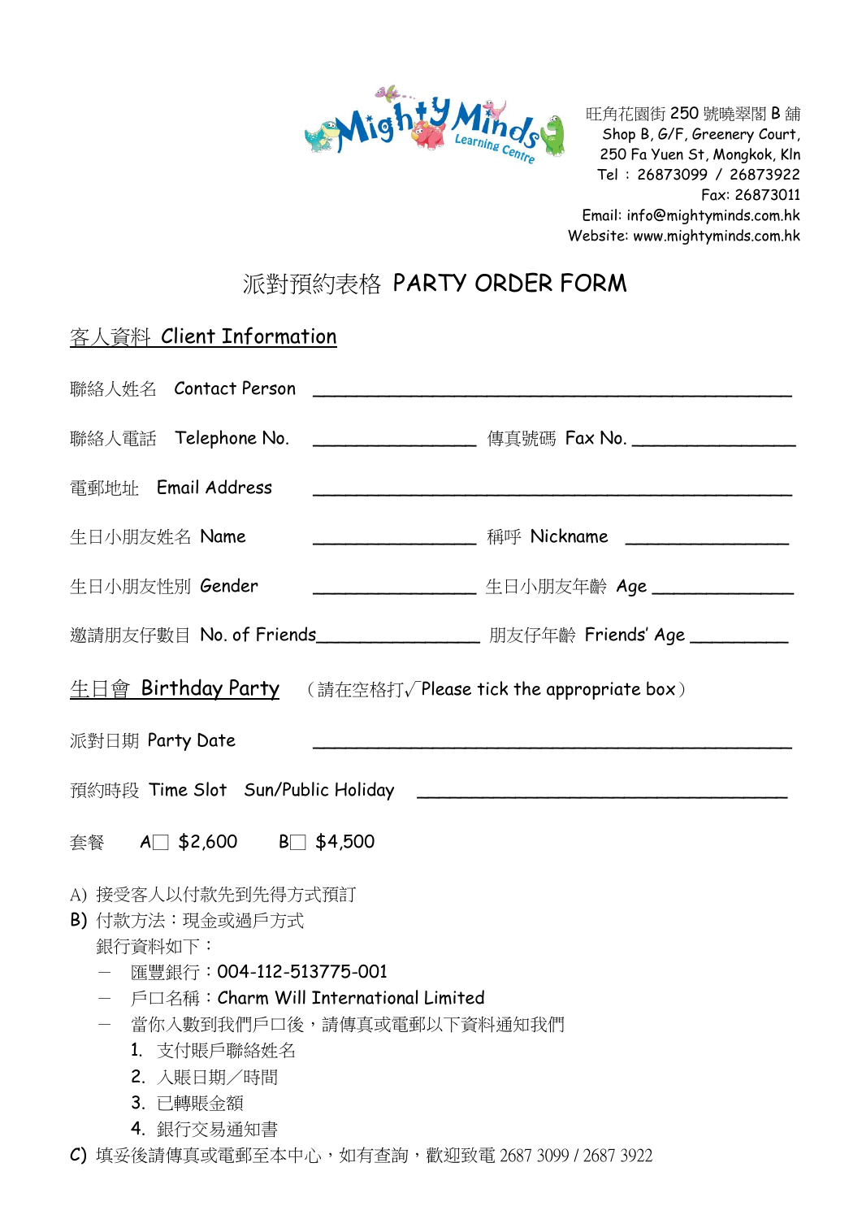旺角花園街 250 號曉翠閣 B 舖
Shop B, G/F, Greenery Court,
250 Fa Yuen St, Mongkok, Kln
Tel：26873099 / 26873922
Fax: 26873011
Email: info@mightyminds.com.hk
Website: www.mightyminds.com.hk

# 派對預約表格 PARTY ORDER FORM

## 客人資料 Client Information

聯絡人姓名 Contact Person ________________________________________

聯絡人電話 Telephone No. ________________ 傳真號碼 Fax No. ________________

電郵地址 Email Address ________________________________________

生日小朋友姓名 Name ________________ 稱呼 Nickname ________________

生日小朋友性別 Gender ________________ 生日小朋友年齡 Age ______________

邀請朋友仔數目 No. of Friends________________ 朋友仔年齡 Friends' Age _________

## 生日會 Birthday Party （請在空格打√Please tick the appropriate box）

派對日期 Party Date ________________________________________

預約時段 Time Slot Sun/Public Holiday ________________________________

套餐 A☐ $2,600 B☐ $4,500

A) 接受客人以付款先到先得方式預訂

B) 付款方法：現金或過戶方式
銀行資料如下：
- 匯豐銀行：004-112-513775-001
- 戶口名稱：Charm Will International Limited
- 當你入數到我們戶口後，請傳真或電郵以下資料通知我們
  1. 支付賬戶聯絡姓名
  2. 入賬日期／時間
  3. 已轉賬金額
  4. 銀行交易通知書

C) 填妥後請傳真或電郵至本中心，如有查詢，歡迎致電 2687 3099 / 2687 3922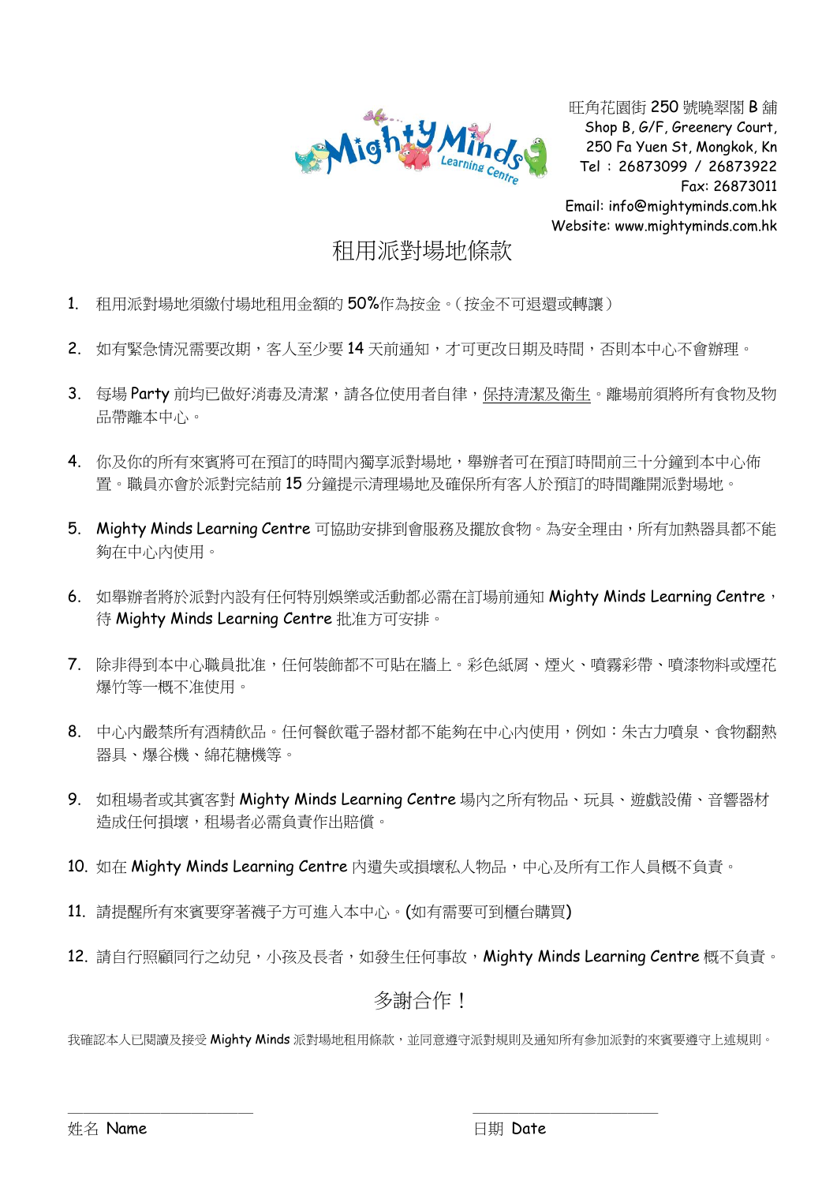旺角花園街 250 號曉翠閣 B 舖
Shop B, G/F, Greenery Court,
250 Fa Yuen St, Mongkok, Kn
Tel ： 26873099 / 26873922
Fax: 26873011
Email: info@mightyminds.com.hk
Website: www.mightyminds.com.hk

# 租用派對場地條款

1. 租用派對場地須繳付場地租用金額的 50%作為按金。(按金不可退還或轉讓)
2. 如有緊急情況需要改期，客人至少要 14 天前通知，才可更改日期及時間，否則本中心不會辦理。
3. 每場 Party 前均已做好消毒及清潔，請各位使用者自律，保持清潔及衛生。離場前須將所有食物及物品帶離本中心。
4. 你及你的所有來賓將可在預訂的時間內獨享派對場地，舉辦者可在預訂時間前三十分鐘到本中心佈置。職員亦會於派對完結前 15 分鐘提示清理場地及確保所有客人於預訂的時間離開派對場地。
5. Mighty Minds Learning Centre 可協助安排到會服務及擺放食物。為安全理由，所有加熱器具都不能夠在中心內使用。
6. 如舉辦者將於派對內設有任何特別娛樂或活動都必需在訂場前通知 Mighty Minds Learning Centre，待 Mighty Minds Learning Centre 批准方可安排。
7. 除非得到本中心職員批准，任何裝飾都不可貼在牆上。彩色紙屑、煙火、噴霧彩帶、噴漆物料或煙花爆竹等一概不准使用。
8. 中心內嚴禁所有酒精飲品。任何餐飲電子器材都不能夠在中心內使用，例如：朱古力噴泉、食物翻熱器具、爆谷機、綿花糖機等。
9. 如租場者或其賓客對 Mighty Minds Learning Centre 場內之所有物品、玩具、遊戲設備、音響器材造成任何損壞，租場者必需負責作出賠償。
10. 如在 Mighty Minds Learning Centre 內遺失或損壞私人物品，中心及所有工作人員概不負責。
11. 請提醒所有來賓要穿著襪子方可進入本中心。(如有需要可到櫃台購買)
12. 請自行照顧同行之幼兒，小孩及長者，如發生任何事故，Mighty Minds Learning Centre 概不負責。

多謝合作！

我確認本人已閱讀及接受 Mighty Minds 派對場地租用條款，並同意遵守派對規則及通知所有參加派對的來賓要遵守上述規則。

______________________ ______________________

姓名 Name 日期 Date